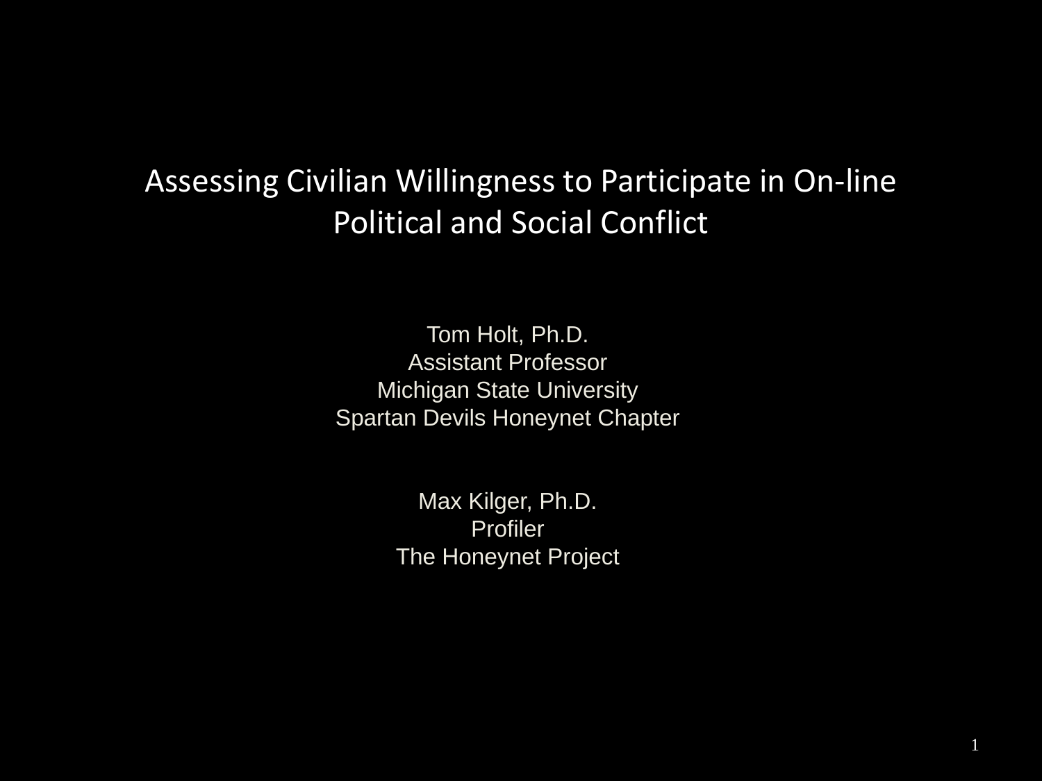# Assessing Civilian Willingness to Participate in On-line Political and Social Conflict

Tom Holt, Ph.D.
Assistant Professor
Michigan State University
Spartan Devils Honeynet Chapter

Max Kilger, Ph.D.
Profiler
The Honeynet Project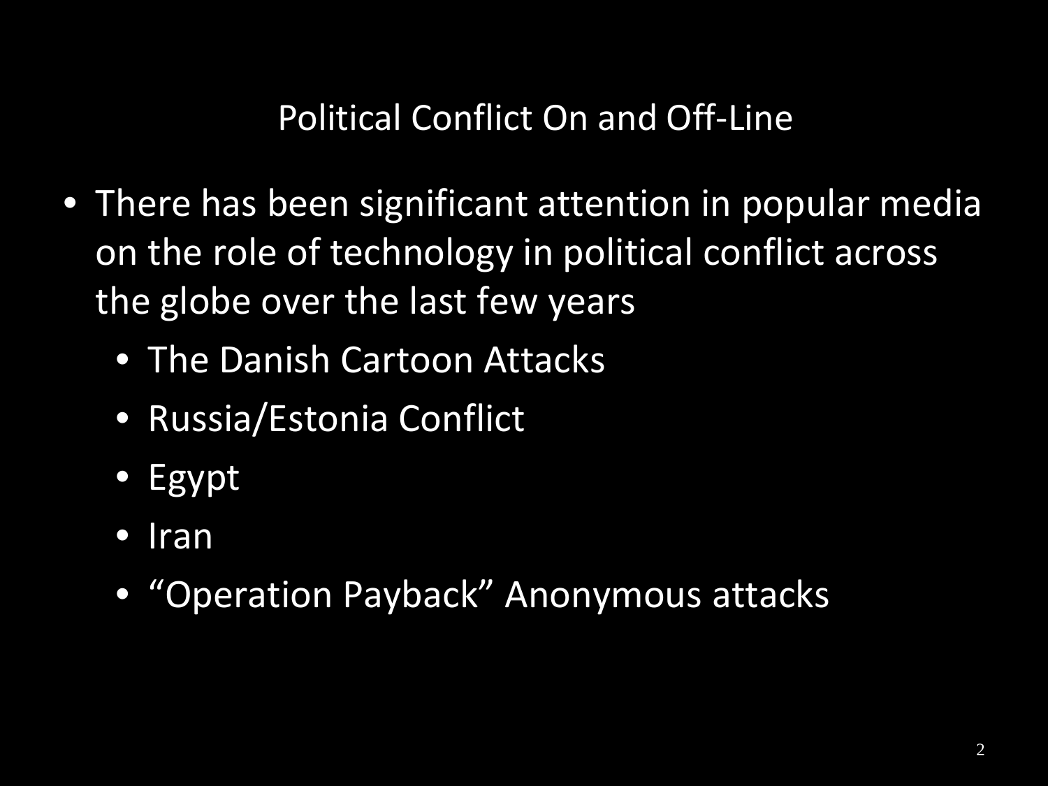## Political Conflict On and Off-Line

- There has been significant attention in popular media on the role of technology in political conflict across the globe over the last few years
  - The Danish Cartoon Attacks
  - Russia/Estonia Conflict
  - Egypt
  - Iran
  - “Operation Payback” Anonymous attacks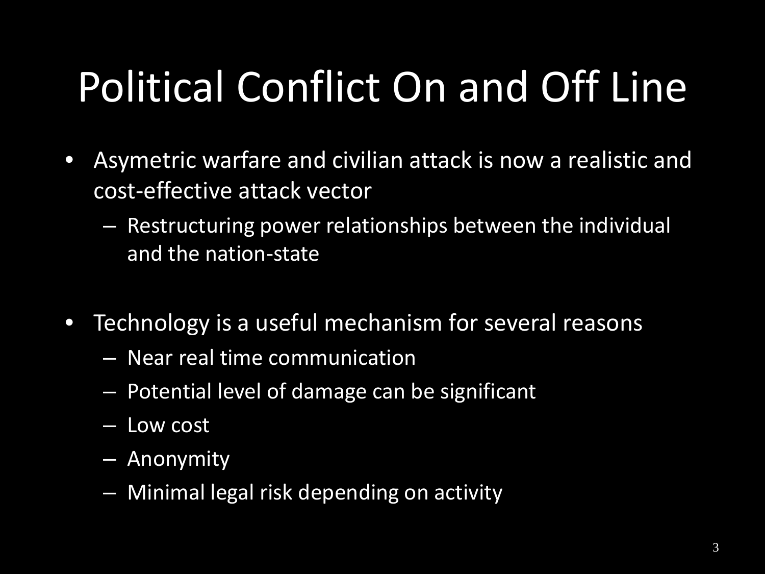# Political Conflict On and Off Line

- Asymetric warfare and civilian attack is now a realistic and cost-effective attack vector
  - Restructuring power relationships between the individual and the nation-state
- Technology is a useful mechanism for several reasons
  - Near real time communication
  - Potential level of damage can be significant
  - Low cost
  - Anonymity
  - Minimal legal risk depending on activity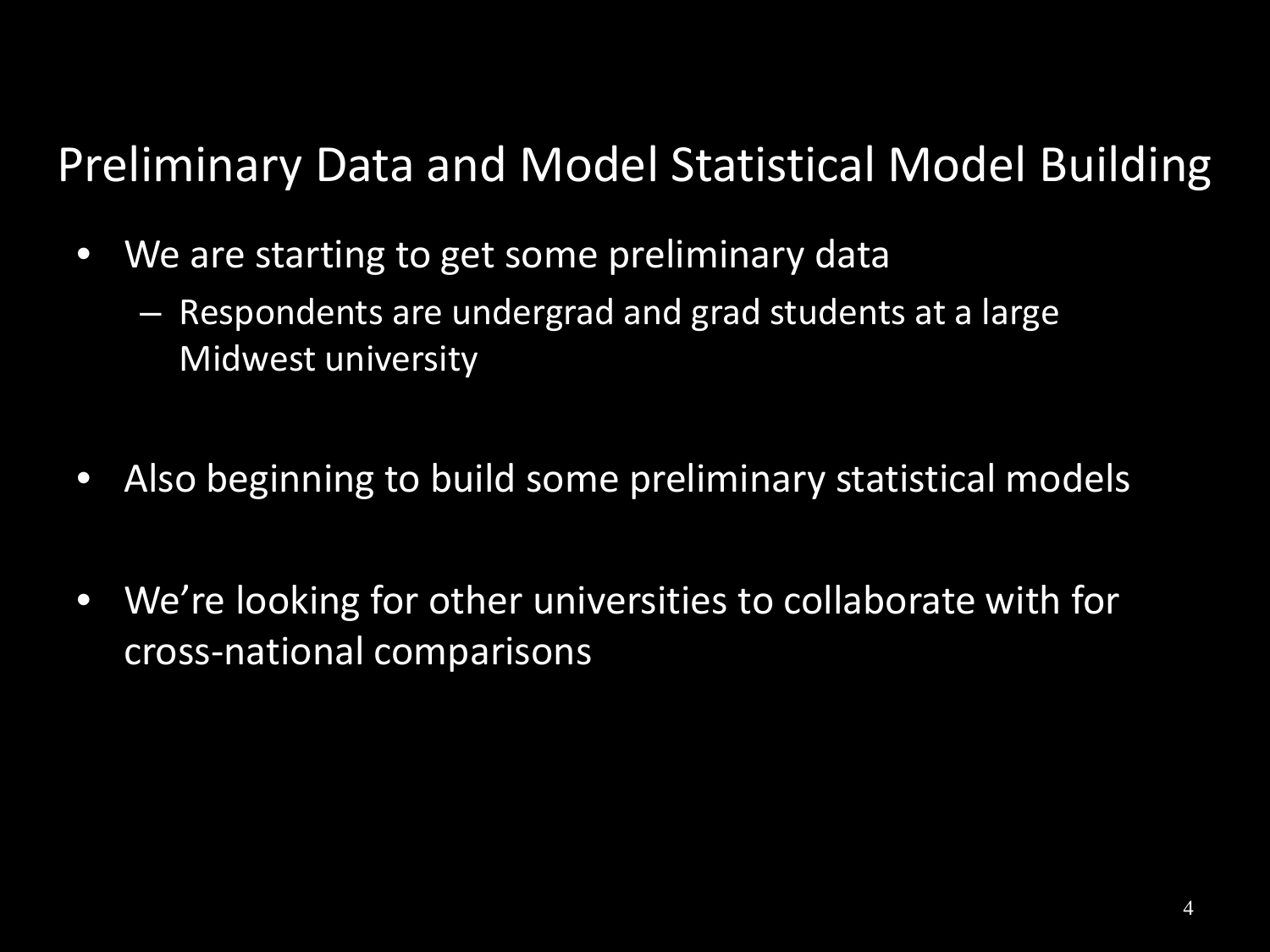# Preliminary Data and Model Statistical Model Building

- We are starting to get some preliminary data
  - Respondents are undergrad and grad students at a large Midwest university

- Also beginning to build some preliminary statistical models

- We're looking for other universities to collaborate with for cross-national comparisons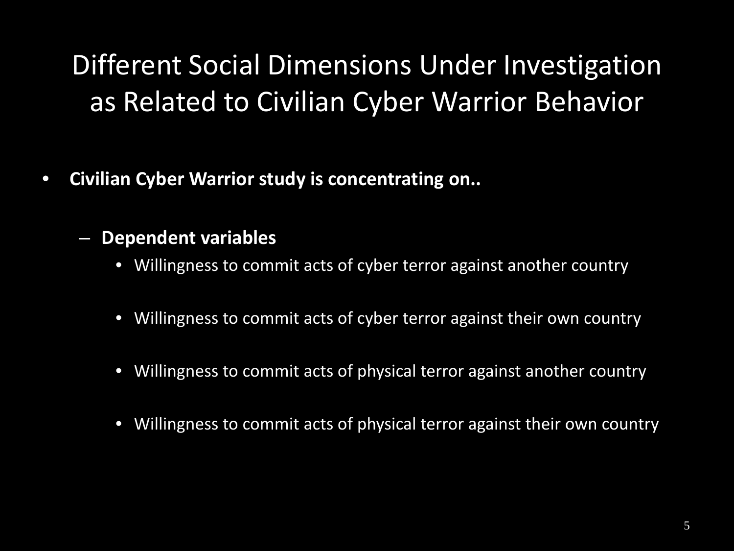# Different Social Dimensions Under Investigation as Related to Civilian Cyber Warrior Behavior

- **Civilian Cyber Warrior study is concentrating on..**
  - **Dependent variables**
    - Willingness to commit acts of cyber terror against another country
    - Willingness to commit acts of cyber terror against their own country
    - Willingness to commit acts of physical terror against another country
    - Willingness to commit acts of physical terror against their own country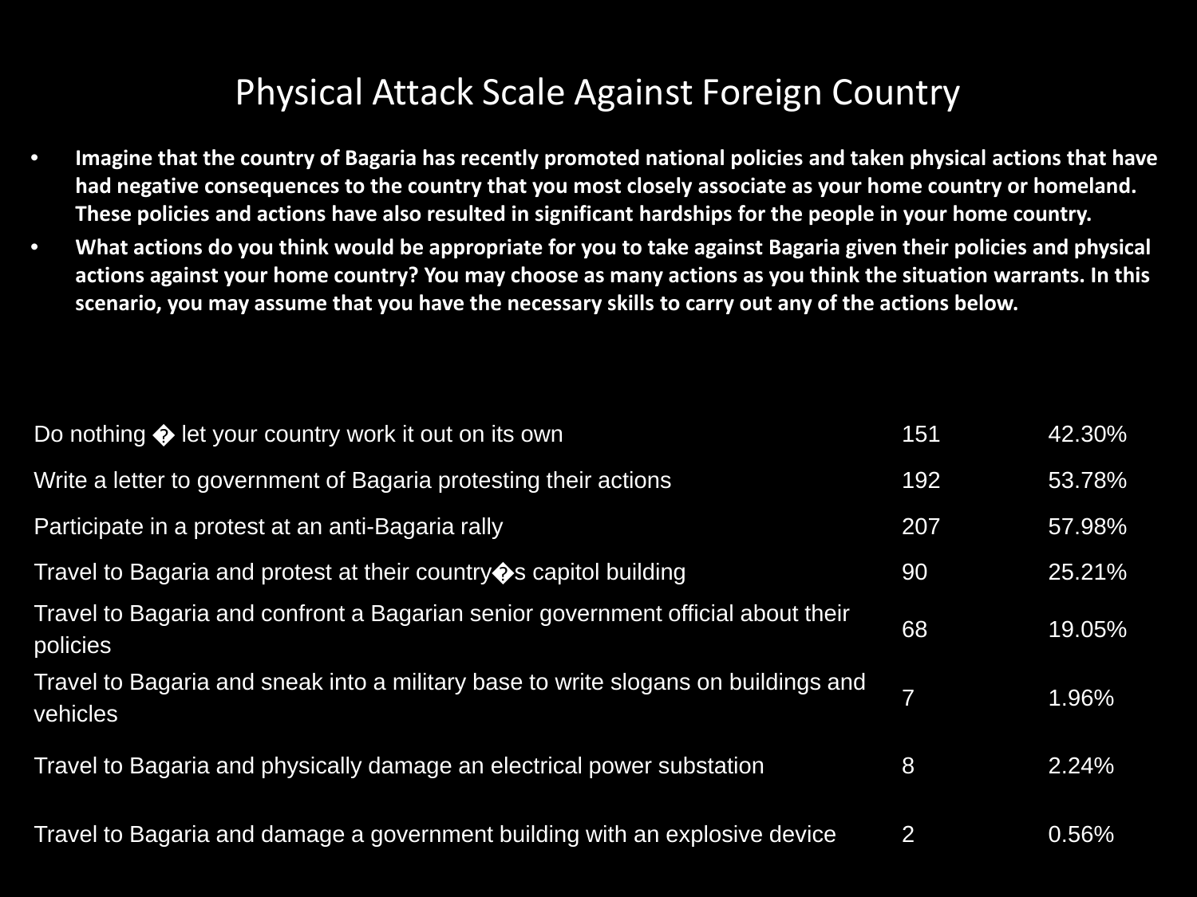# Physical Attack Scale Against Foreign Country

- **Imagine that the country of Bagaria has recently promoted national policies and taken physical actions that have had negative consequences to the country that you most closely associate as your home country or homeland. These policies and actions have also resulted in significant hardships for the people in your home country.**
- **What actions do you think would be appropriate for you to take against Bagaria given their policies and physical actions against your home country? You may choose as many actions as you think the situation warrants. In this scenario, you may assume that you have the necessary skills to carry out any of the actions below.**

| Action | Count | Percent |
|---|---|---|
| Do nothing � let your country work it out on its own | 151 | 42.30% |
| Write a letter to government of Bagaria protesting their actions | 192 | 53.78% |
| Participate in a protest at an anti-Bagaria rally | 207 | 57.98% |
| Travel to Bagaria and protest at their country�s capitol building | 90 | 25.21% |
| Travel to Bagaria and confront a Bagarian senior government official about their policies | 68 | 19.05% |
| Travel to Bagaria and sneak into a military base to write slogans on buildings and vehicles | 7 | 1.96% |
| Travel to Bagaria and physically damage an electrical power substation | 8 | 2.24% |
| Travel to Bagaria and damage a government building with an explosive device | 2 | 0.56% |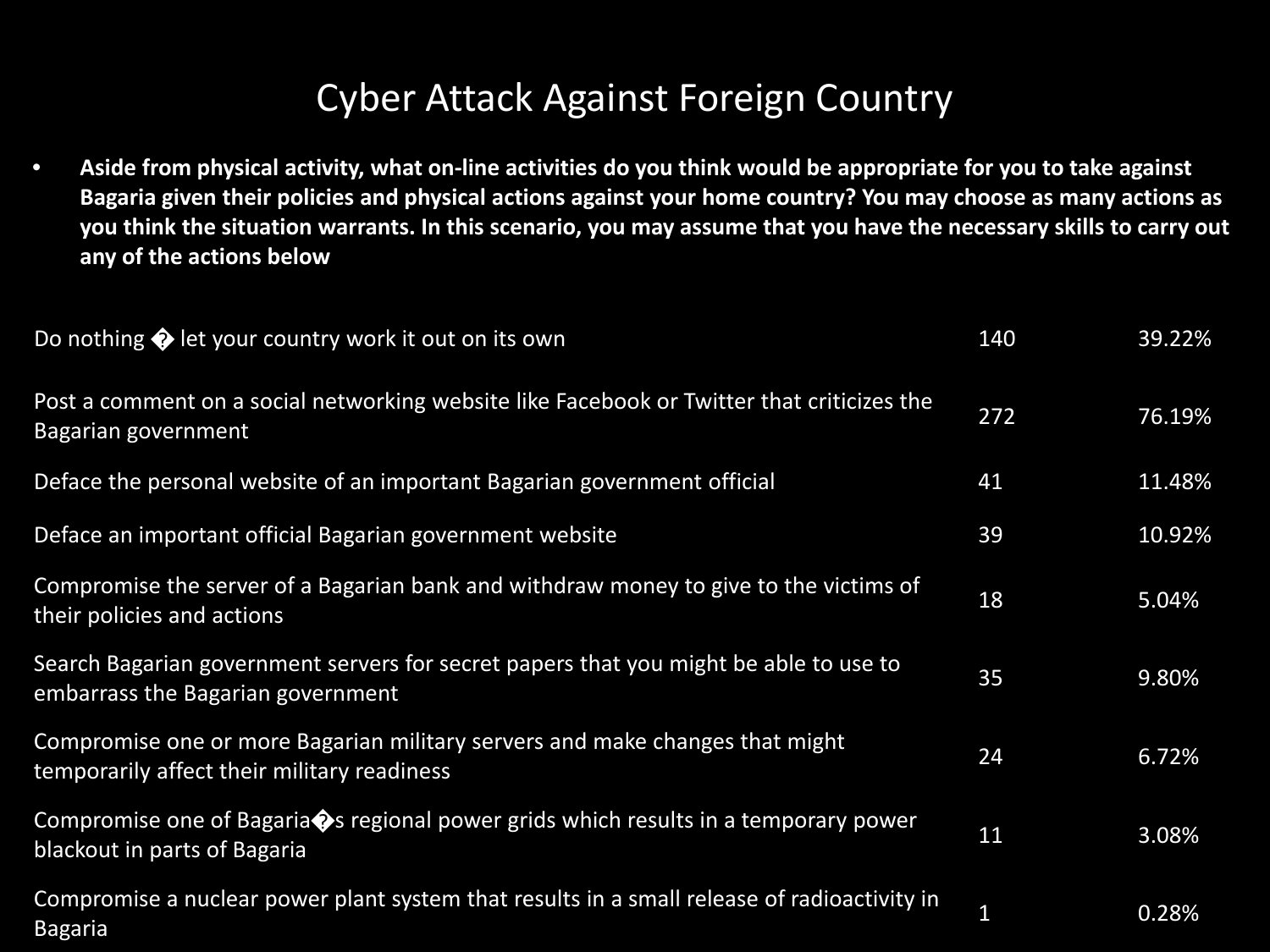# Cyber Attack Against Foreign Country

- **Aside from physical activity, what on-line activities do you think would be appropriate for you to take against Bagaria given their policies and physical actions against your home country? You may choose as many actions as you think the situation warrants. In this scenario, you may assume that you have the necessary skills to carry out any of the actions below**

| Action | Count | Percent |
| --- | --- | --- |
| Do nothing � let your country work it out on its own | 140 | 39.22% |
| Post a comment on a social networking website like Facebook or Twitter that criticizes the Bagarian government | 272 | 76.19% |
| Deface the personal website of an important Bagarian government official | 41 | 11.48% |
| Deface an important official Bagarian government website | 39 | 10.92% |
| Compromise the server of a Bagarian bank and withdraw money to give to the victims of their policies and actions | 18 | 5.04% |
| Search Bagarian government servers for secret papers that you might be able to use to embarrass the Bagarian government | 35 | 9.80% |
| Compromise one or more Bagarian military servers and make changes that might temporarily affect their military readiness | 24 | 6.72% |
| Compromise one of Bagaria�s regional power grids which results in a temporary power blackout in parts of Bagaria | 11 | 3.08% |
| Compromise a nuclear power plant system that results in a small release of radioactivity in Bagaria | 1 | 0.28% |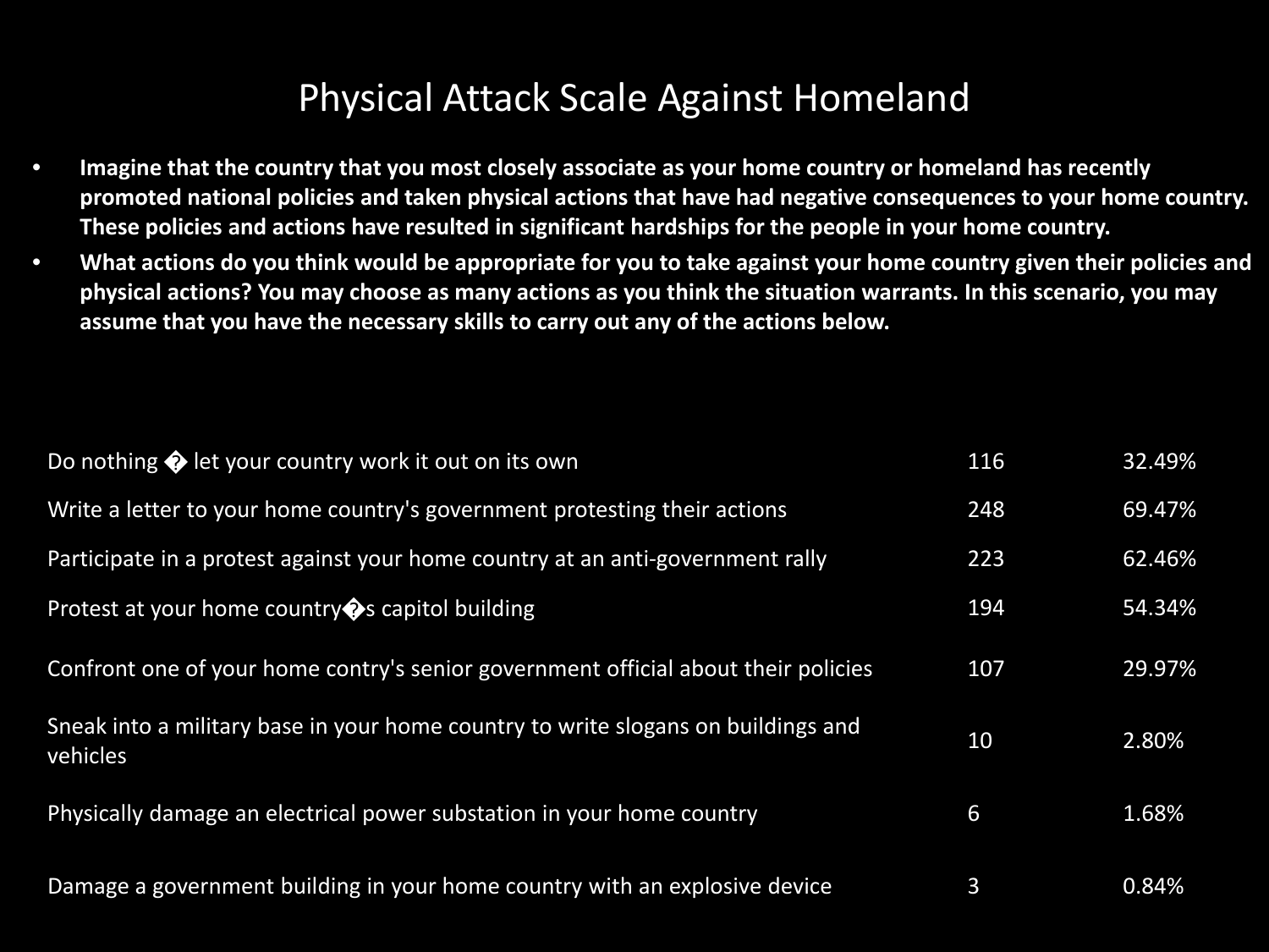# Physical Attack Scale Against Homeland

- **Imagine that the country that you most closely associate as your home country or homeland has recently promoted national policies and taken physical actions that have had negative consequences to your home country. These policies and actions have resulted in significant hardships for the people in your home country.**
- **What actions do you think would be appropriate for you to take against your home country given their policies and physical actions? You may choose as many actions as you think the situation warrants. In this scenario, you may assume that you have the necessary skills to carry out any of the actions below.**

| | | |
|---|---|---|
| Do nothing � let your country work it out on its own | 116 | 32.49% |
| Write a letter to your home country's government protesting their actions | 248 | 69.47% |
| Participate in a protest against your home country at an anti-government rally | 223 | 62.46% |
| Protest at your home country�s capitol building | 194 | 54.34% |
| Confront one of your home contry's senior government official about their policies | 107 | 29.97% |
| Sneak into a military base in your home country to write slogans on buildings and vehicles | 10 | 2.80% |
| Physically damage an electrical power substation in your home country | 6 | 1.68% |
| Damage a government building in your home country with an explosive device | 3 | 0.84% |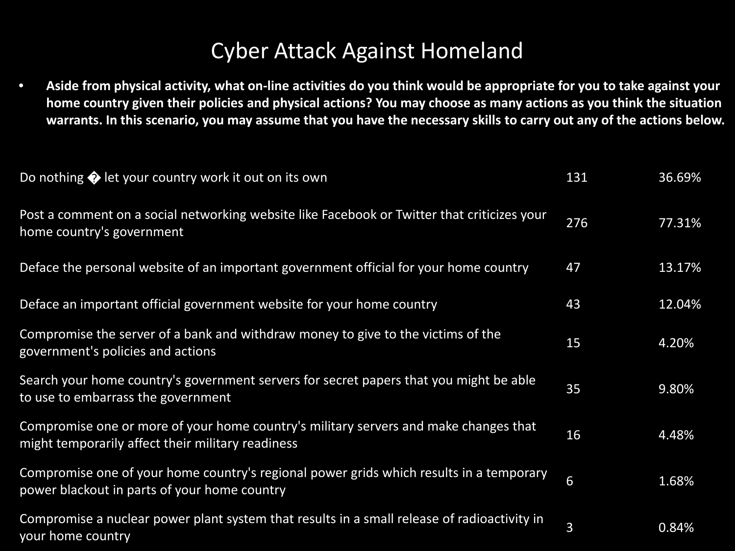# Cyber Attack Against Homeland

- **Aside from physical activity, what on-line activities do you think would be appropriate for you to take against your home country given their policies and physical actions? You may choose as many actions as you think the situation warrants. In this scenario, you may assume that you have the necessary skills to carry out any of the actions below.**

| Action | Count | Percentage |
|---|---|---|
| Do nothing � let your country work it out on its own | 131 | 36.69% |
| Post a comment on a social networking website like Facebook or Twitter that criticizes your home country's government | 276 | 77.31% |
| Deface the personal website of an important government official for your home country | 47 | 13.17% |
| Deface an important official government website for your home country | 43 | 12.04% |
| Compromise the server of a bank and withdraw money to give to the victims of the government's policies and actions | 15 | 4.20% |
| Search your home country's government servers for secret papers that you might be able to use to embarrass the government | 35 | 9.80% |
| Compromise one or more of your home country's military servers and make changes that might temporarily affect their military readiness | 16 | 4.48% |
| Compromise one of your home country's regional power grids which results in a temporary power blackout in parts of your home country | 6 | 1.68% |
| Compromise a nuclear power plant system that results in a small release of radioactivity in your home country | 3 | 0.84% |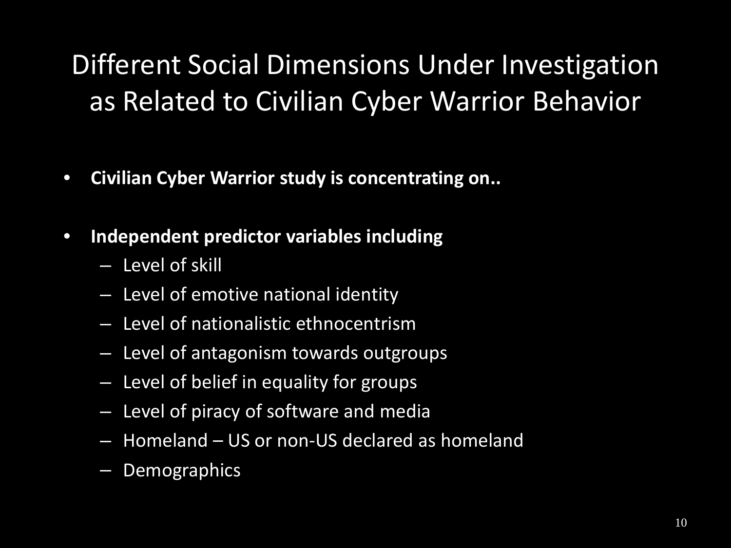# Different Social Dimensions Under Investigation as Related to Civilian Cyber Warrior Behavior

- **Civilian Cyber Warrior study is concentrating on..**
- **Independent predictor variables including**
  - Level of skill
  - Level of emotive national identity
  - Level of nationalistic ethnocentrism
  - Level of antagonism towards outgroups
  - Level of belief in equality for groups
  - Level of piracy of software and media
  - Homeland – US or non-US declared as homeland
  - Demographics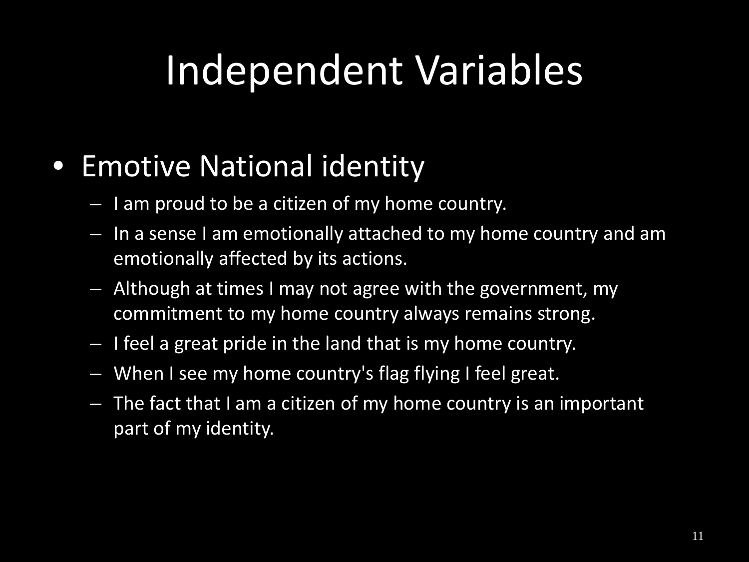# Independent Variables

- Emotive National identity
  - I am proud to be a citizen of my home country.
  - In a sense I am emotionally attached to my home country and am emotionally affected by its actions.
  - Although at times I may not agree with the government, my commitment to my home country always remains strong.
  - I feel a great pride in the land that is my home country.
  - When I see my home country's flag flying I feel great.
  - The fact that I am a citizen of my home country is an important part of my identity.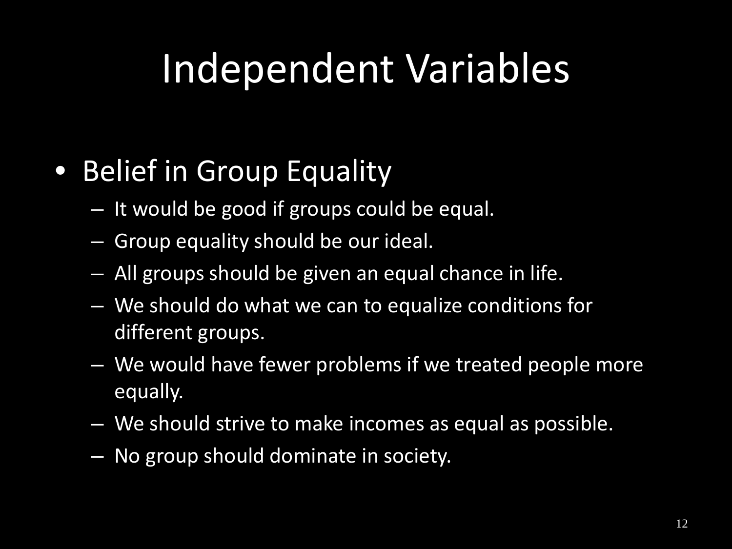# Independent Variables

- Belief in Group Equality
  - It would be good if groups could be equal.
  - Group equality should be our ideal.
  - All groups should be given an equal chance in life.
  - We should do what we can to equalize conditions for different groups.
  - We would have fewer problems if we treated people more equally.
  - We should strive to make incomes as equal as possible.
  - No group should dominate in society.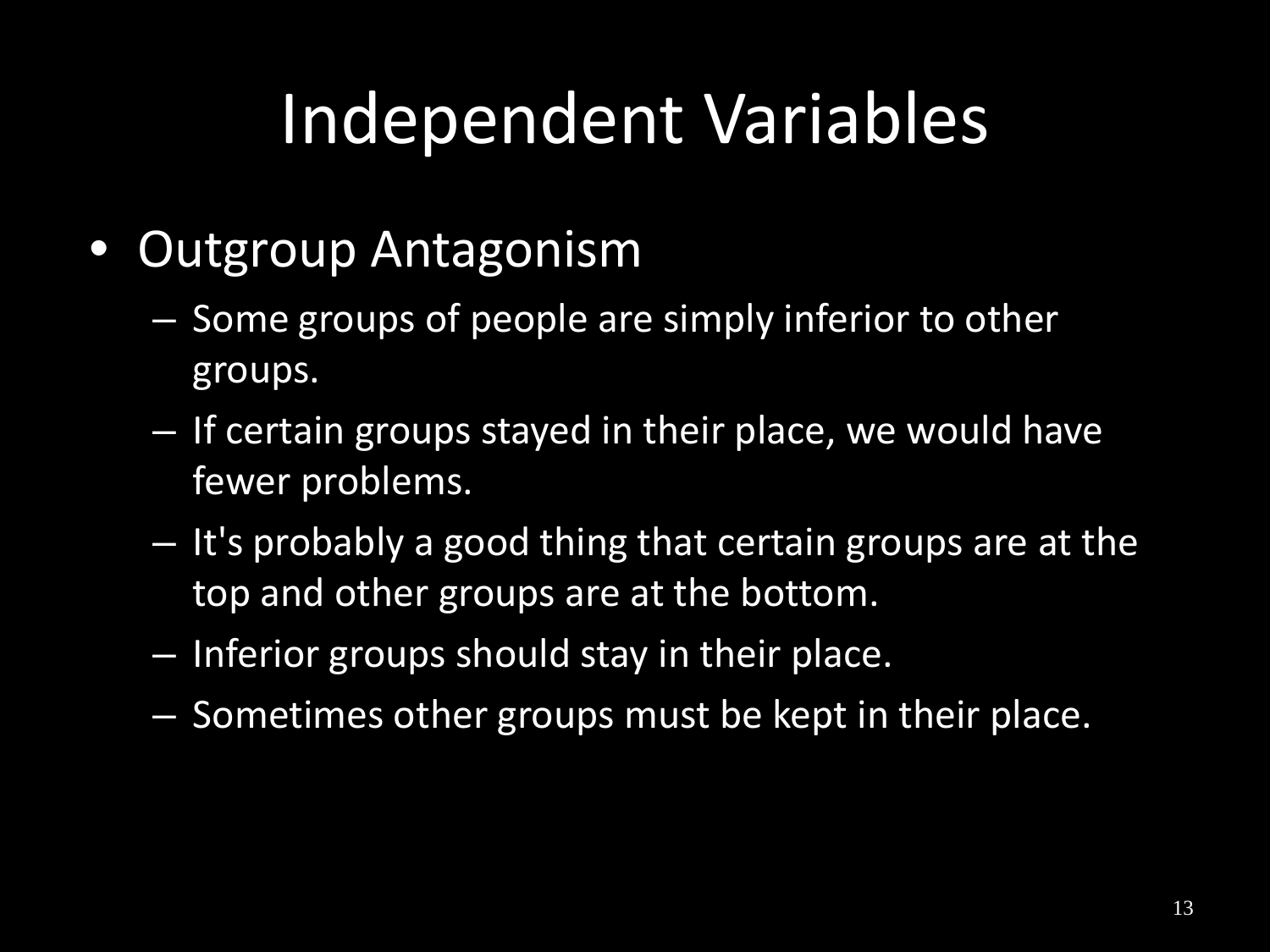# Independent Variables

- Outgroup Antagonism
  - Some groups of people are simply inferior to other groups.
  - If certain groups stayed in their place, we would have fewer problems.
  - It's probably a good thing that certain groups are at the top and other groups are at the bottom.
  - Inferior groups should stay in their place.
  - Sometimes other groups must be kept in their place.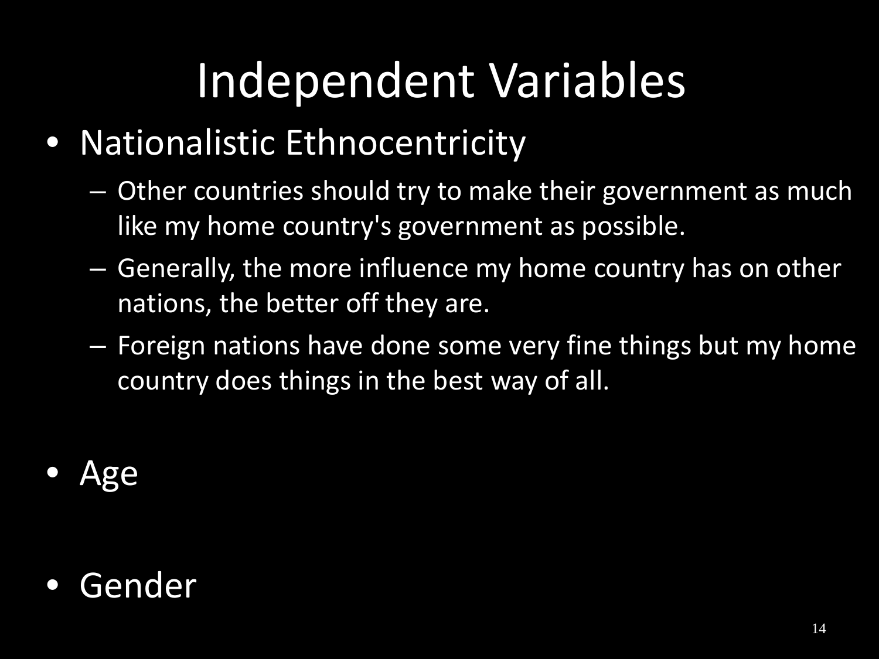# Independent Variables

- Nationalistic Ethnocentricity
  - Other countries should try to make their government as much like my home country's government as possible.
  - Generally, the more influence my home country has on other nations, the better off they are.
  - Foreign nations have done some very fine things but my home country does things in the best way of all.
- Age
- Gender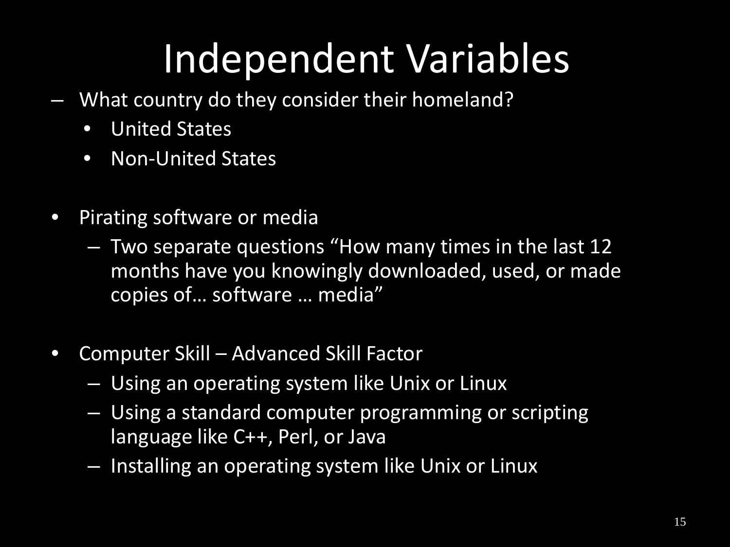# Independent Variables

- What country do they consider their homeland?
  - United States
  - Non-United States

- Pirating software or media
  - Two separate questions "How many times in the last 12 months have you knowingly downloaded, used, or made copies of… software … media"

- Computer Skill – Advanced Skill Factor
  - Using an operating system like Unix or Linux
  - Using a standard computer programming or scripting language like C++, Perl, or Java
  - Installing an operating system like Unix or Linux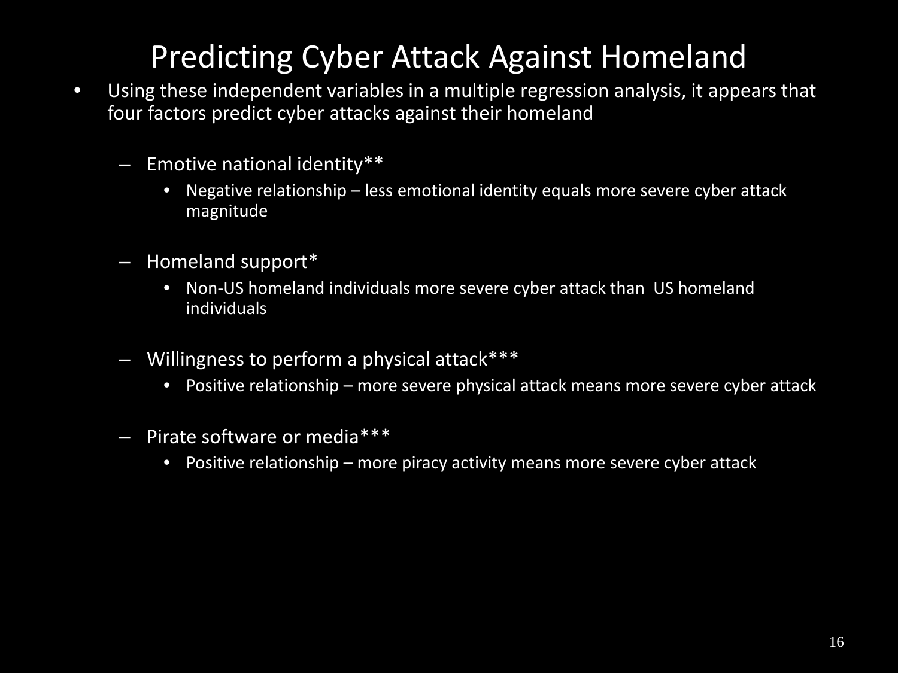# Predicting Cyber Attack Against Homeland

- Using these independent variables in a multiple regression analysis, it appears that four factors predict cyber attacks against their homeland
  - Emotive national identity**
    - Negative relationship – less emotional identity equals more severe cyber attack magnitude
  - Homeland support*
    - Non-US homeland individuals more severe cyber attack than US homeland individuals
  - Willingness to perform a physical attack***
    - Positive relationship – more severe physical attack means more severe cyber attack
  - Pirate software or media***
    - Positive relationship – more piracy activity means more severe cyber attack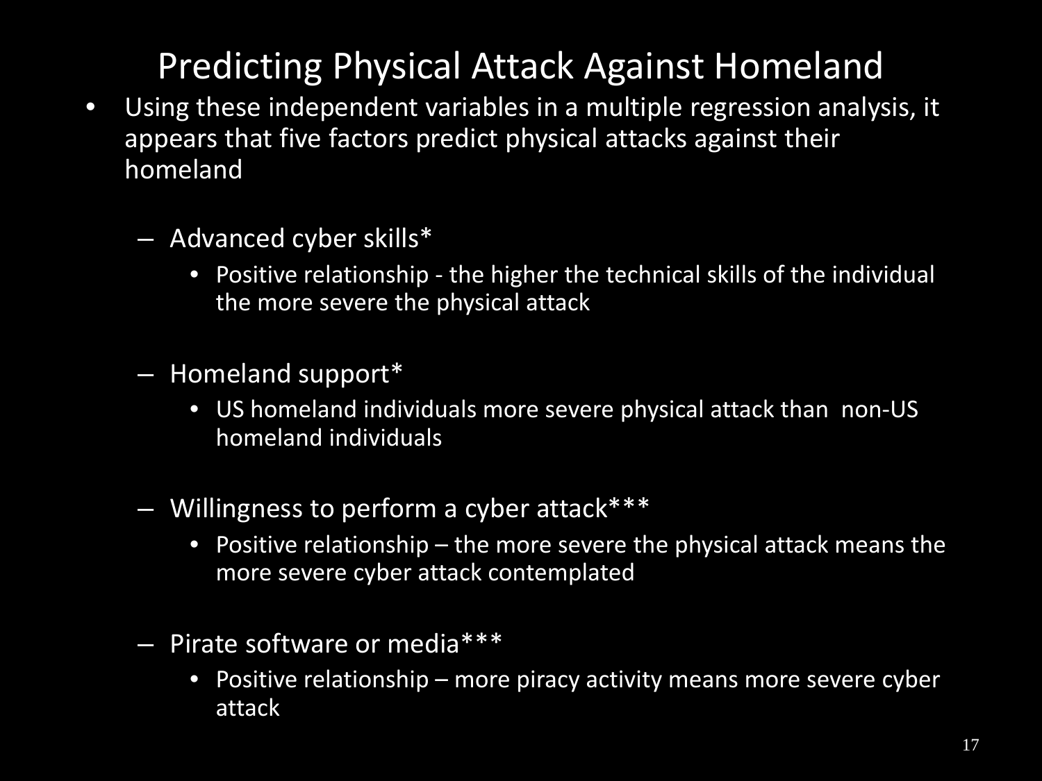# Predicting Physical Attack Against Homeland

- Using these independent variables in a multiple regression analysis, it appears that five factors predict physical attacks against their homeland
  - Advanced cyber skills*
    - Positive relationship - the higher the technical skills of the individual the more severe the physical attack
  - Homeland support*
    - US homeland individuals more severe physical attack than non-US homeland individuals
  - Willingness to perform a cyber attack***
    - Positive relationship – the more severe the physical attack means the more severe cyber attack contemplated
  - Pirate software or media***
    - Positive relationship – more piracy activity means more severe cyber attack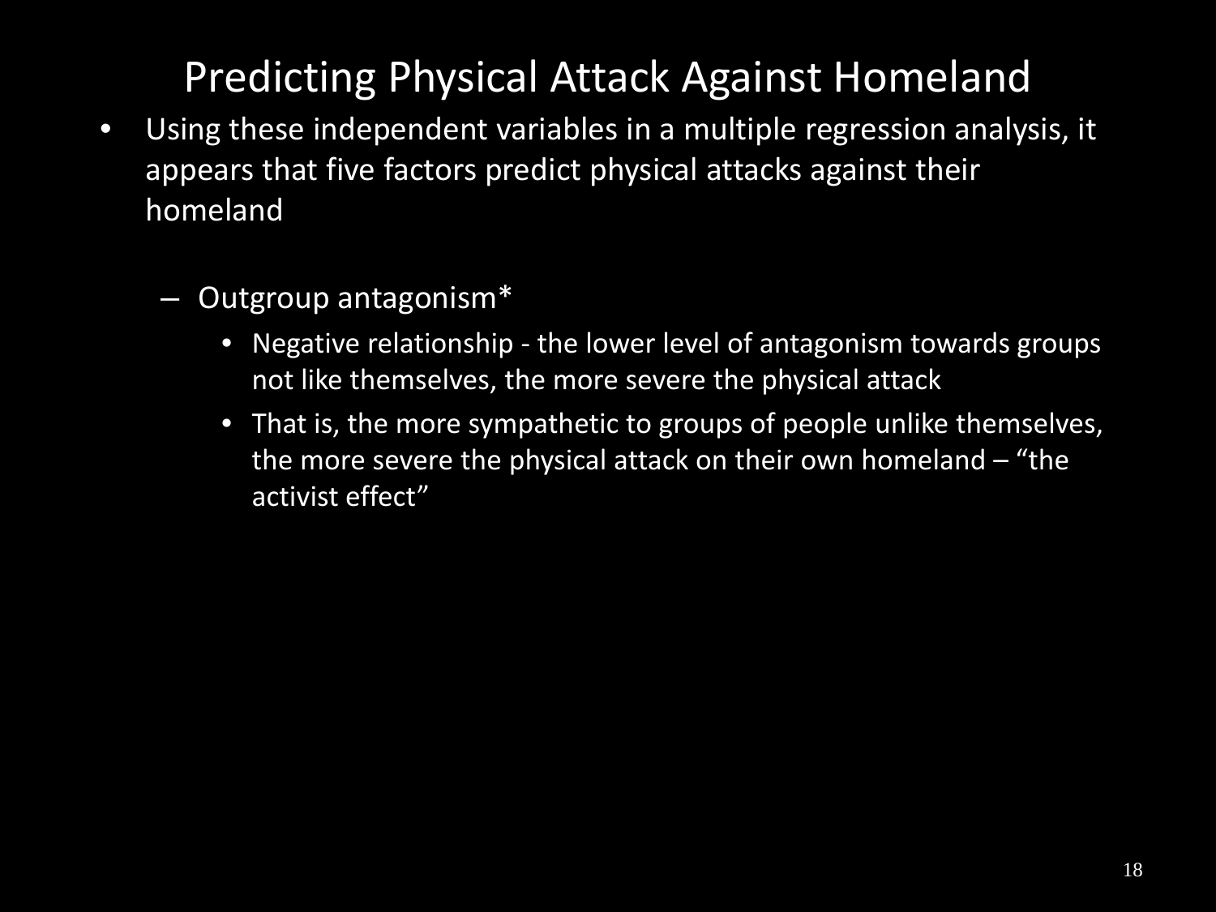# Predicting Physical Attack Against Homeland

- Using these independent variables in a multiple regression analysis, it appears that five factors predict physical attacks against their homeland
  - Outgroup antagonism*
    - Negative relationship - the lower level of antagonism towards groups not like themselves, the more severe the physical attack
    - That is, the more sympathetic to groups of people unlike themselves, the more severe the physical attack on their own homeland – “the activist effect”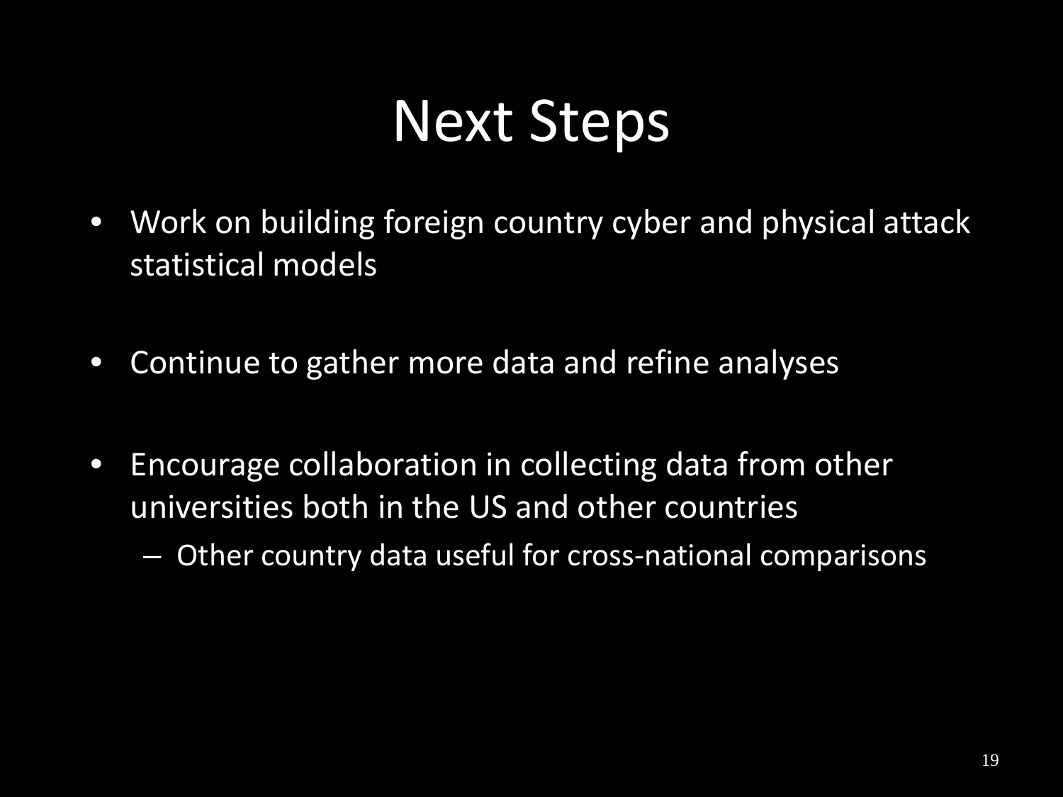# Next Steps

- Work on building foreign country cyber and physical attack statistical models
- Continue to gather more data and refine analyses
- Encourage collaboration in collecting data from other universities both in the US and other countries
  - Other country data useful for cross-national comparisons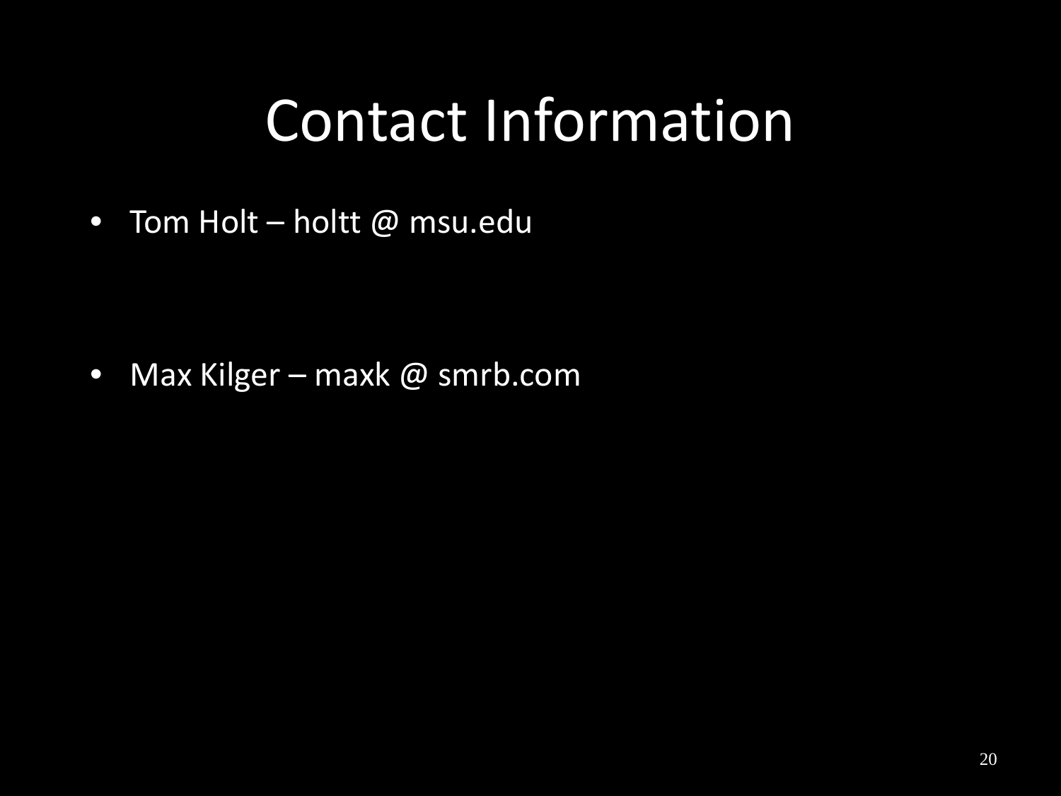# Contact Information

- Tom Holt – holtt @ msu.edu

- Max Kilger – maxk @ smrb.com